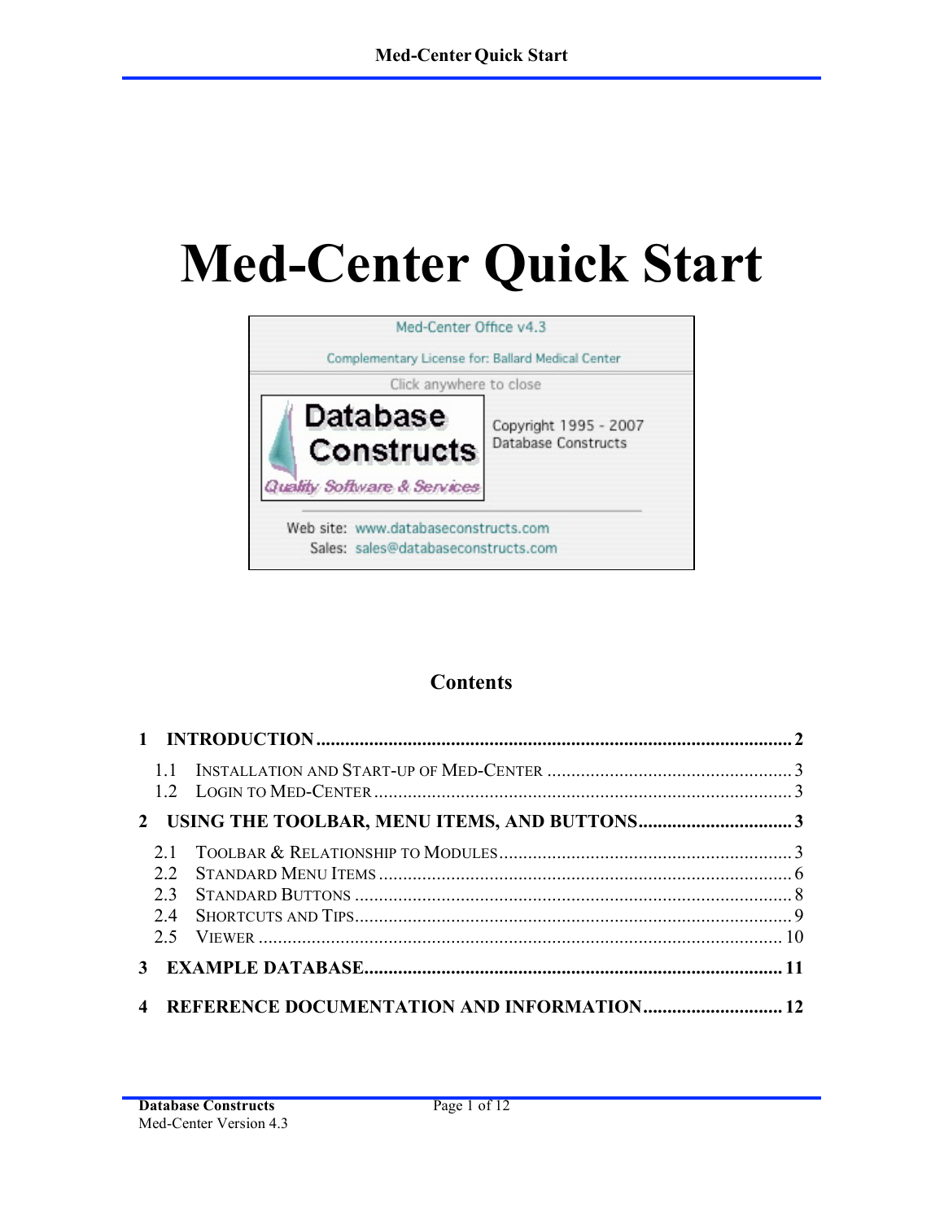# Med-Center Quick Start

Med-Center Office v4.3

Complementary License for: Ballard Medical Center

Click anywhere to close

Database Constructs

*Quality Software & Services*

Copyright 1995 - 2007
Database Constructs

Web site: www.databaseconstructs.com
Sales: sales@databaseconstructs.com

## Contents

**1 INTRODUCTION ........ 2**

1.1 INSTALLATION AND START-UP OF MED-CENTER ........ 3
1.2 LOGIN TO MED-CENTER ........ 3

**2 USING THE TOOLBAR, MENU ITEMS, AND BUTTONS ........ 3**

2.1 TOOLBAR & RELATIONSHIP TO MODULES ........ 3
2.2 STANDARD MENU ITEMS ........ 6
2.3 STANDARD BUTTONS ........ 8
2.4 SHORTCUTS AND TIPS ........ 9
2.5 VIEWER ........ 10

**3 EXAMPLE DATABASE ........ 11**

**4 REFERENCE DOCUMENTATION AND INFORMATION ........ 12**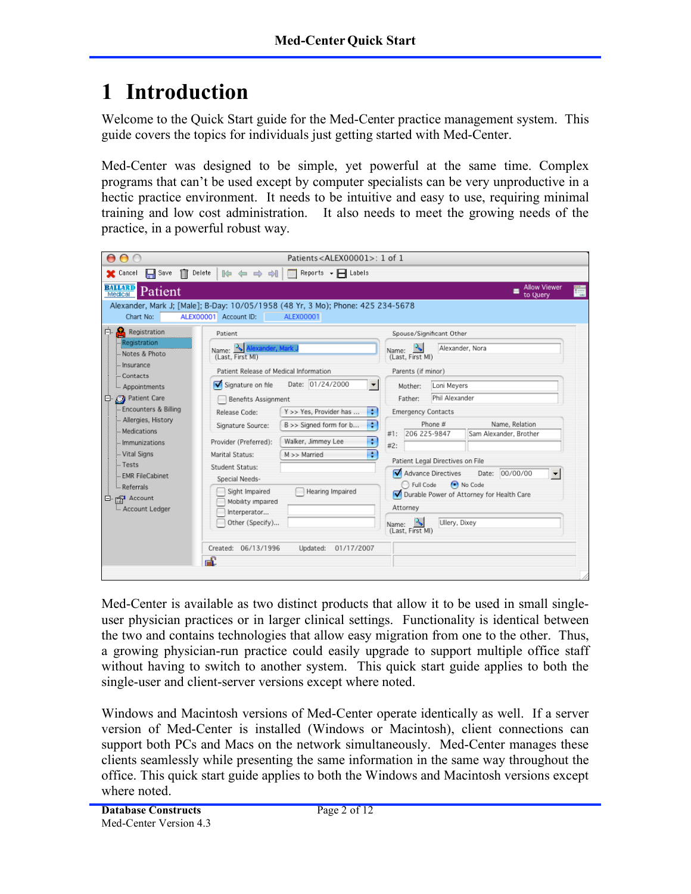# 1 Introduction

Welcome to the Quick Start guide for the Med-Center practice management system. This guide covers the topics for individuals just getting started with Med-Center.

Med-Center was designed to be simple, yet powerful at the same time. Complex programs that can't be used except by computer specialists can be very unproductive in a hectic practice environment. It needs to be intuitive and easy to use, requiring minimal training and low cost administration. It also needs to meet the growing needs of the practice, in a powerful robust way.

Med-Center is available as two distinct products that allow it to be used in small single-user physician practices or in larger clinical settings. Functionality is identical between the two and contains technologies that allow easy migration from one to the other. Thus, a growing physician-run practice could easily upgrade to support multiple office staff without having to switch to another system. This quick start guide applies to both the single-user and client-server versions except where noted.

Windows and Macintosh versions of Med-Center operate identically as well. If a server version of Med-Center is installed (Windows or Macintosh), client connections can support both PCs and Macs on the network simultaneously. Med-Center manages these clients seamlessly while presenting the same information in the same way throughout the office. This quick start guide applies to both the Windows and Macintosh versions except where noted.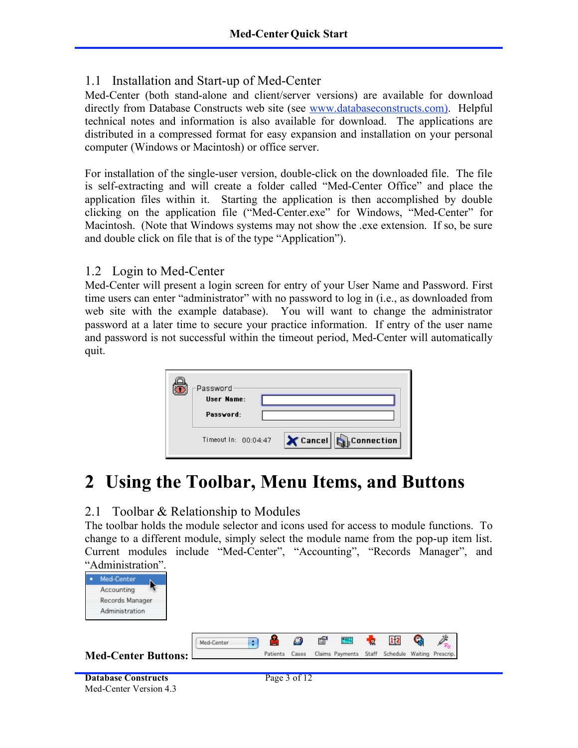## 1.1 Installation and Start-up of Med-Center

Med-Center (both stand-alone and client/server versions) are available for download directly from Database Constructs web site (see www.databaseconstructs.com)). Helpful technical notes and information is also available for download. The applications are distributed in a compressed format for easy expansion and installation on your personal computer (Windows or Macintosh) or office server.

For installation of the single-user version, double-click on the downloaded file. The file is self-extracting and will create a folder called "Med-Center Office" and place the application files within it. Starting the application is then accomplished by double clicking on the application file ("Med-Center.exe" for Windows, "Med-Center" for Macintosh. (Note that Windows systems may not show the .exe extension. If so, be sure and double click on file that is of the type "Application").

## 1.2 Login to Med-Center

Med-Center will present a login screen for entry of your User Name and Password. First time users can enter "administrator" with no password to log in (i.e., as downloaded from web site with the example database). You will want to change the administrator password at a later time to secure your practice information. If entry of the user name and password is not successful within the timeout period, Med-Center will automatically quit.

# 2 Using the Toolbar, Menu Items, and Buttons

## 2.1 Toolbar & Relationship to Modules

The toolbar holds the module selector and icons used for access to module functions. To change to a different module, simply select the module name from the pop-up item list. Current modules include "Med-Center", "Accounting", "Records Manager", and "Administration".

**Med-Center Buttons:**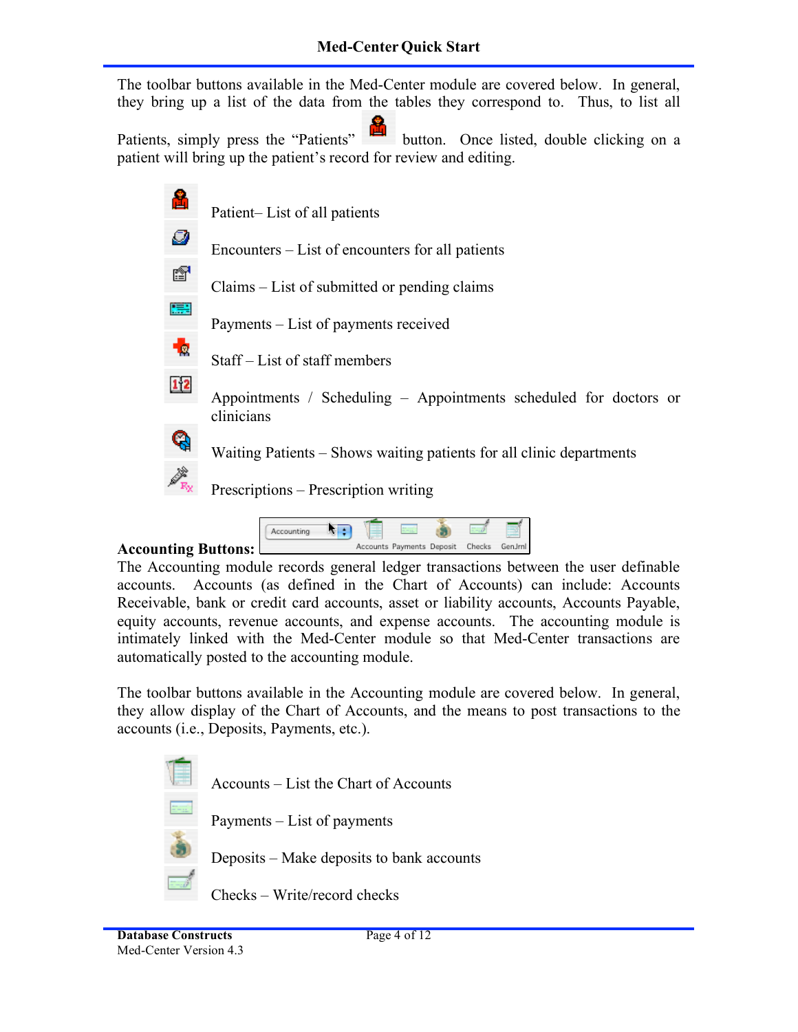The toolbar buttons available in the Med-Center module are covered below. In general, they bring up a list of the data from the tables they correspond to. Thus, to list all Patients, simply press the "Patients" button. Once listed, double clicking on a patient will bring up the patient's record for review and editing.

- Patient– List of all patients
- Encounters – List of encounters for all patients
- Claims – List of submitted or pending claims
- Payments – List of payments received
- Staff – List of staff members
- Appointments / Scheduling – Appointments scheduled for doctors or clinicians
- Waiting Patients – Shows waiting patients for all clinic departments
- Prescriptions – Prescription writing

**Accounting Buttons:**

The Accounting module records general ledger transactions between the user definable accounts. Accounts (as defined in the Chart of Accounts) can include: Accounts Receivable, bank or credit card accounts, asset or liability accounts, Accounts Payable, equity accounts, revenue accounts, and expense accounts. The accounting module is intimately linked with the Med-Center module so that Med-Center transactions are automatically posted to the accounting module.

The toolbar buttons available in the Accounting module are covered below. In general, they allow display of the Chart of Accounts, and the means to post transactions to the accounts (i.e., Deposits, Payments, etc.).

- Accounts – List the Chart of Accounts
- Payments – List of payments
- Deposits – Make deposits to bank accounts
- Checks – Write/record checks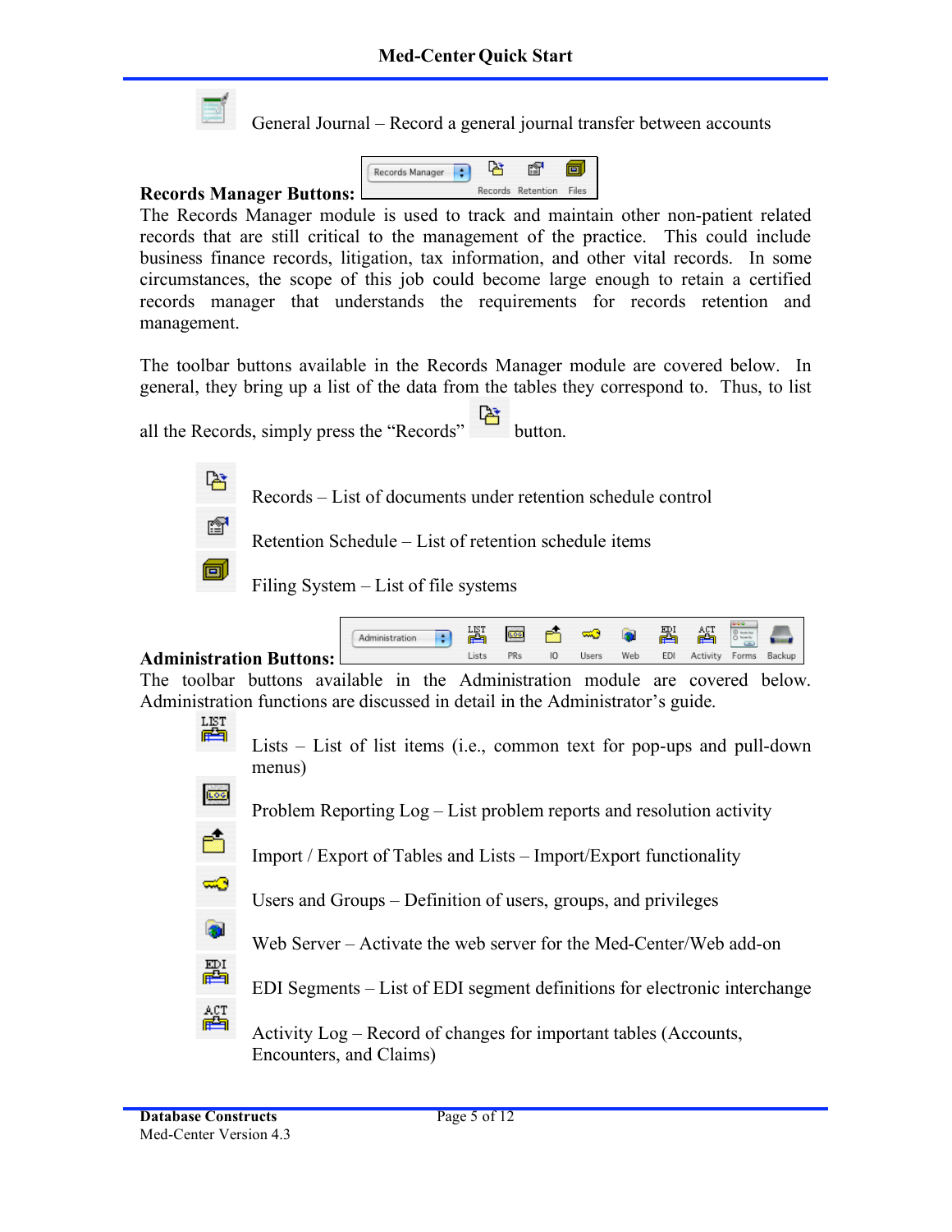General Journal – Record a general journal transfer between accounts

**Records Manager Buttons:**

The Records Manager module is used to track and maintain other non-patient related records that are still critical to the management of the practice. This could include business finance records, litigation, tax information, and other vital records. In some circumstances, the scope of this job could become large enough to retain a certified records manager that understands the requirements for records retention and management.

The toolbar buttons available in the Records Manager module are covered below. In general, they bring up a list of the data from the tables they correspond to. Thus, to list all the Records, simply press the "Records" button.

- Records – List of documents under retention schedule control
- Retention Schedule – List of retention schedule items
- Filing System – List of file systems

**Administration Buttons:**

The toolbar buttons available in the Administration module are covered below. Administration functions are discussed in detail in the Administrator's guide.

- Lists – List of list items (i.e., common text for pop-ups and pull-down menus)
- Problem Reporting Log – List problem reports and resolution activity
- Import / Export of Tables and Lists – Import/Export functionality
- Users and Groups – Definition of users, groups, and privileges
- Web Server – Activate the web server for the Med-Center/Web add-on
- EDI Segments – List of EDI segment definitions for electronic interchange
- Activity Log – Record of changes for important tables (Accounts, Encounters, and Claims)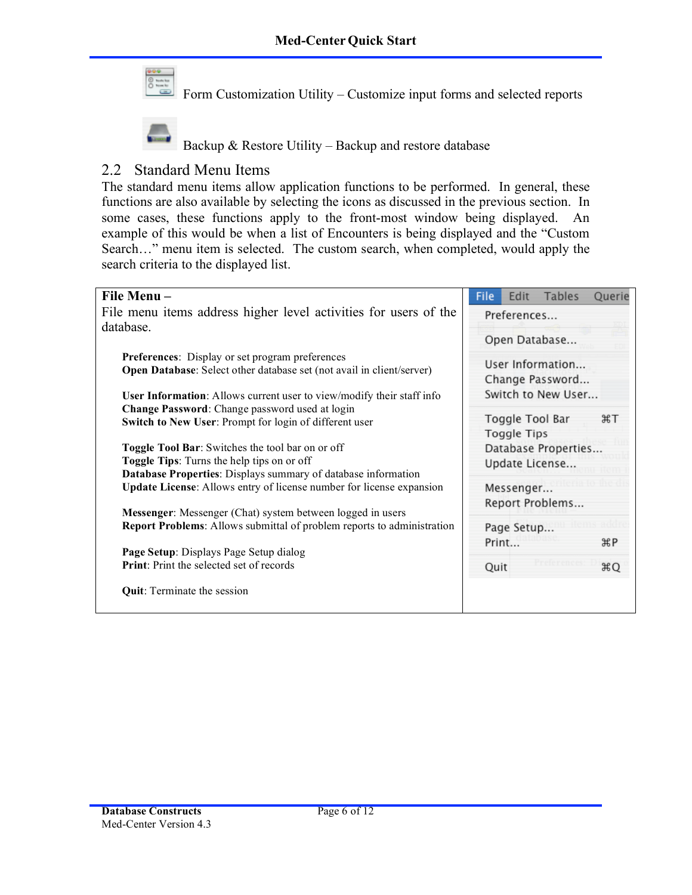Form Customization Utility – Customize input forms and selected reports

Backup & Restore Utility – Backup and restore database

## 2.2 Standard Menu Items

The standard menu items allow application functions to be performed. In general, these functions are also available by selecting the icons as discussed in the previous section. In some cases, these functions apply to the front-most window being displayed. An example of this would be when a list of Encounters is being displayed and the "Custom Search…" menu item is selected. The custom search, when completed, would apply the search criteria to the displayed list.

**File Menu –**

File menu items address higher level activities for users of the database.

**Preferences**: Display or set program preferences
**Open Database**: Select other database set (not avail in client/server)

**User Information**: Allows current user to view/modify their staff info
**Change Password**: Change password used at login
**Switch to New User**: Prompt for login of different user

**Toggle Tool Bar**: Switches the tool bar on or off
**Toggle Tips**: Turns the help tips on or off
**Database Properties**: Displays summary of database information
**Update License**: Allows entry of license number for license expansion

**Messenger**: Messenger (Chat) system between logged in users
**Report Problems**: Allows submittal of problem reports to administration

**Page Setup**: Displays Page Setup dialog
**Print**: Print the selected set of records

**Quit**: Terminate the session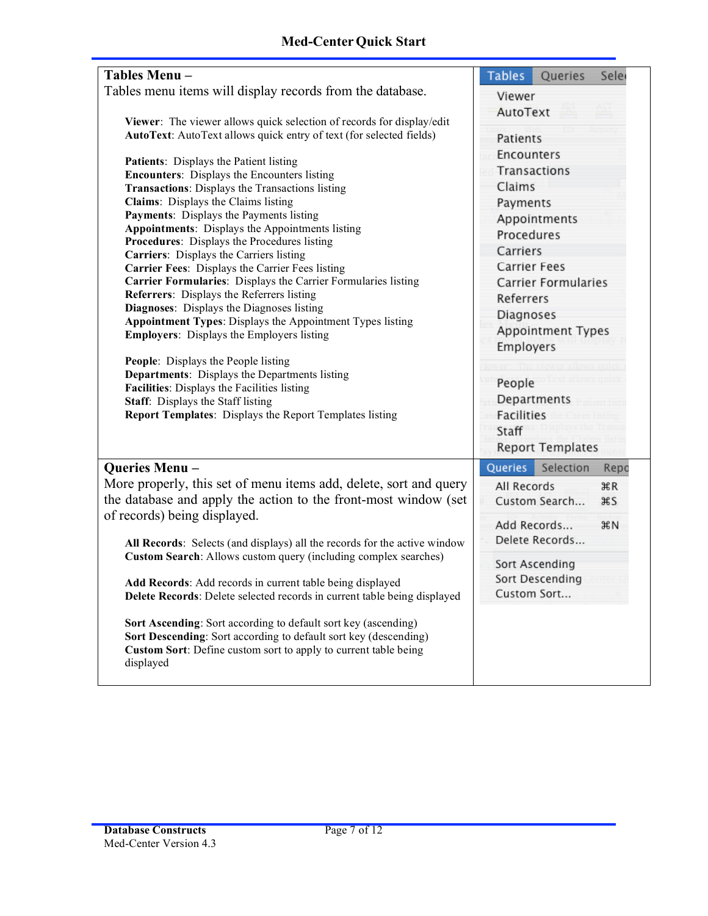**Tables Menu –**

Tables menu items will display records from the database.

**Viewer**: The viewer allows quick selection of records for display/edit
**AutoText**: AutoText allows quick entry of text (for selected fields)

**Patients**: Displays the Patient listing
**Encounters**: Displays the Encounters listing
**Transactions**: Displays the Transactions listing
**Claims**: Displays the Claims listing
**Payments**: Displays the Payments listing
**Appointments**: Displays the Appointments listing
**Procedures**: Displays the Procedures listing
**Carriers**: Displays the Carriers listing
**Carrier Fees**: Displays the Carrier Fees listing
**Carrier Formularies**: Displays the Carrier Formularies listing
**Referrers**: Displays the Referrers listing
**Diagnoses**: Displays the Diagnoses listing
**Appointment Types**: Displays the Appointment Types listing
**Employers**: Displays the Employers listing

**People**: Displays the People listing
**Departments**: Displays the Departments listing
**Facilities**: Displays the Facilities listing
**Staff**: Displays the Staff listing
**Report Templates**: Displays the Report Templates listing

**Queries Menu –**

More properly, this set of menu items add, delete, sort and query the database and apply the action to the front-most window (set of records) being displayed.

**All Records**: Selects (and displays) all the records for the active window
**Custom Search**: Allows custom query (including complex searches)

**Add Records**: Add records in current table being displayed
**Delete Records**: Delete selected records in current table being displayed

**Sort Ascending**: Sort according to default sort key (ascending)
**Sort Descending**: Sort according to default sort key (descending)
**Custom Sort**: Define custom sort to apply to current table being displayed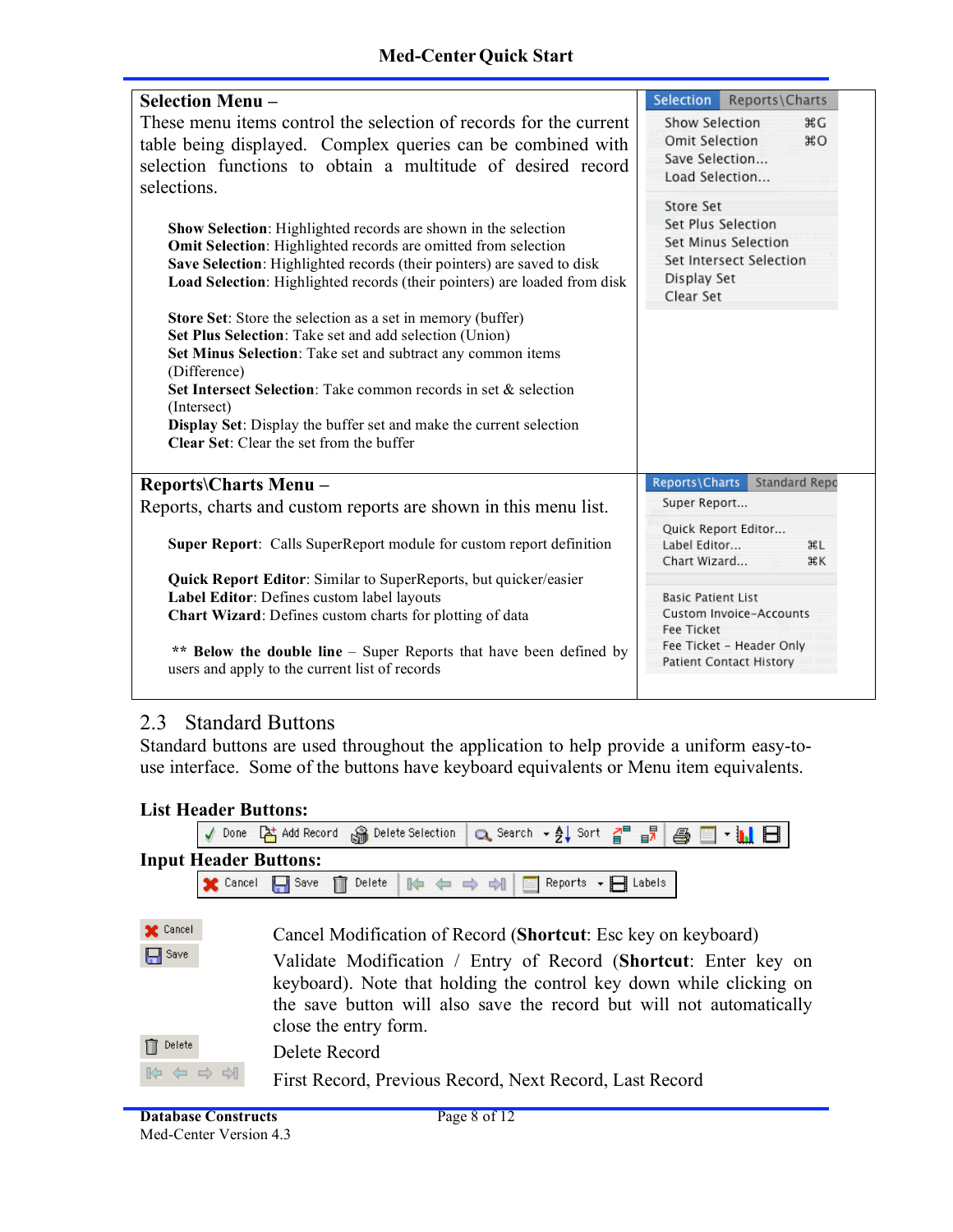**Selection Menu –**
These menu items control the selection of records for the current table being displayed. Complex queries can be combined with selection functions to obtain a multitude of desired record selections.

**Show Selection**: Highlighted records are shown in the selection
**Omit Selection**: Highlighted records are omitted from selection
**Save Selection**: Highlighted records (their pointers) are saved to disk
**Load Selection**: Highlighted records (their pointers) are loaded from disk

**Store Set**: Store the selection as a set in memory (buffer)
**Set Plus Selection**: Take set and add selection (Union)
**Set Minus Selection**: Take set and subtract any common items (Difference)
**Set Intersect Selection**: Take common records in set & selection (Intersect)
**Display Set**: Display the buffer set and make the current selection
**Clear Set**: Clear the set from the buffer

**Reports\Charts Menu –**
Reports, charts and custom reports are shown in this menu list.

**Super Report**: Calls SuperReport module for custom report definition

**Quick Report Editor**: Similar to SuperReports, but quicker/easier
**Label Editor**: Defines custom label layouts
**Chart Wizard**: Defines custom charts for plotting of data

** **Below the double line** – Super Reports that have been defined by users and apply to the current list of records

## 2.3 Standard Buttons

Standard buttons are used throughout the application to help provide a uniform easy-to-use interface. Some of the buttons have keyboard equivalents or Menu item equivalents.

**List Header Buttons:**

Done | Add Record | Delete Selection | Search | Sort

**Input Header Buttons:**

Cancel | Save | Delete | Reports | Labels

Cancel — Cancel Modification of Record (**Shortcut**: Esc key on keyboard)

Save — Validate Modification / Entry of Record (**Shortcut**: Enter key on keyboard). Note that holding the control key down while clicking on the save button will also save the record but will not automatically close the entry form.

Delete — Delete Record

First Record, Previous Record, Next Record, Last Record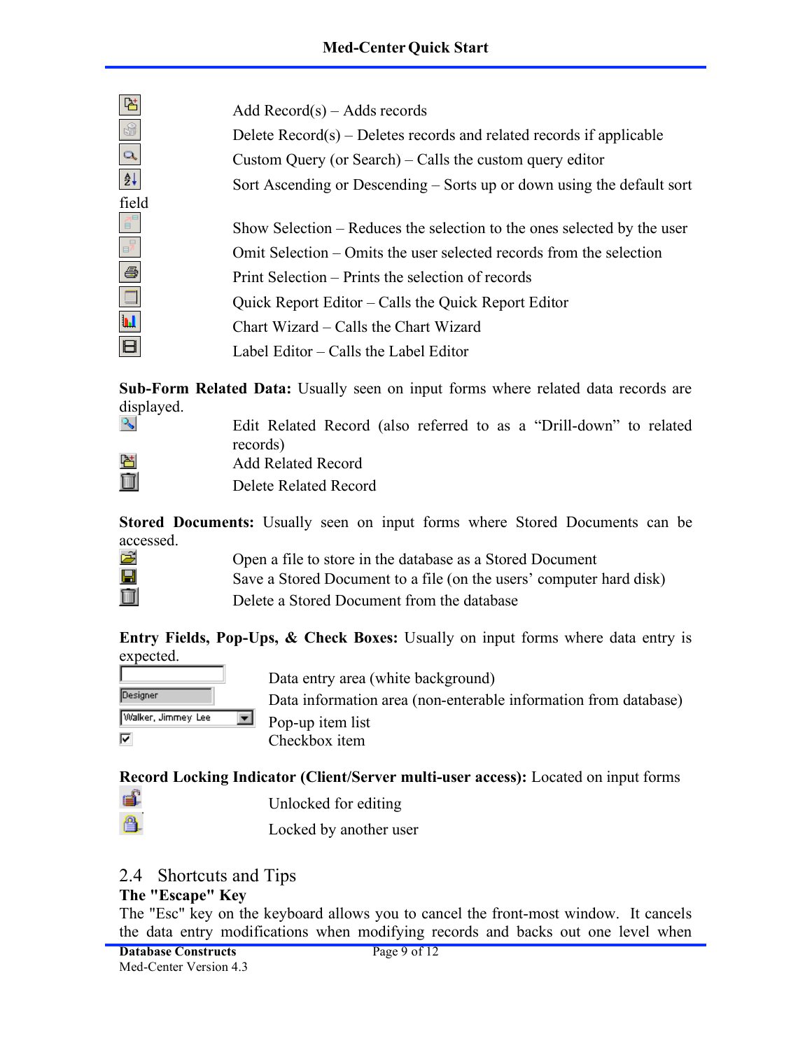Add Record(s) – Adds records

Delete Record(s) – Deletes records and related records if applicable

Custom Query (or Search) – Calls the custom query editor

Sort Ascending or Descending – Sorts up or down using the default sort field

Show Selection – Reduces the selection to the ones selected by the user

Omit Selection – Omits the user selected records from the selection

Print Selection – Prints the selection of records

Quick Report Editor – Calls the Quick Report Editor

Chart Wizard – Calls the Chart Wizard

Label Editor – Calls the Label Editor

**Sub-Form Related Data:** Usually seen on input forms where related data records are displayed.

Edit Related Record (also referred to as a "Drill-down" to related records)

Add Related Record

Delete Related Record

**Stored Documents:** Usually seen on input forms where Stored Documents can be accessed.

Open a file to store in the database as a Stored Document

Save a Stored Document to a file (on the users' computer hard disk)

Delete a Stored Document from the database

**Entry Fields, Pop-Ups, & Check Boxes:** Usually on input forms where data entry is expected.

Data entry area (white background)

Designer — Data information area (non-enterable information from database)

Walker, Jimmey Lee — Pop-up item list

Checkbox item

**Record Locking Indicator (Client/Server multi-user access):** Located on input forms

Unlocked for editing

Locked by another user

## 2.4 Shortcuts and Tips

**The "Escape" Key**

The "Esc" key on the keyboard allows you to cancel the front-most window. It cancels the data entry modifications when modifying records and backs out one level when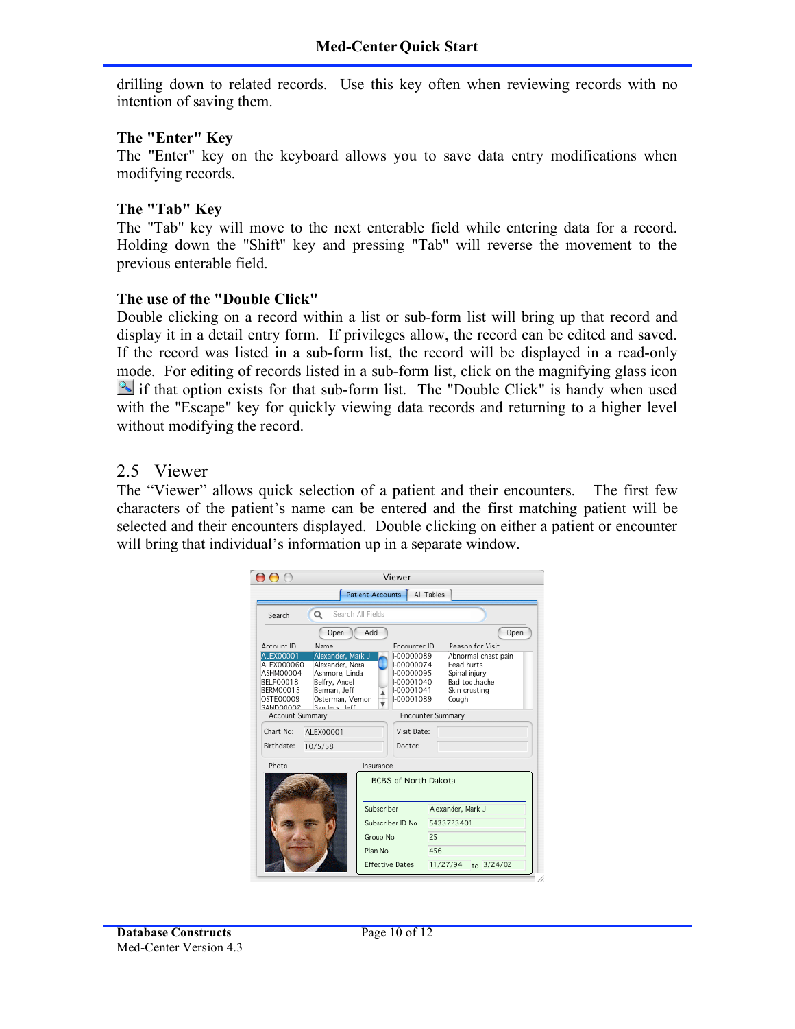drilling down to related records. Use this key often when reviewing records with no intention of saving them.

**The "Enter" Key**

The "Enter" key on the keyboard allows you to save data entry modifications when modifying records.

**The "Tab" Key**

The "Tab" key will move to the next enterable field while entering data for a record. Holding down the "Shift" key and pressing "Tab" will reverse the movement to the previous enterable field.

**The use of the "Double Click"**

Double clicking on a record within a list or sub-form list will bring up that record and display it in a detail entry form. If privileges allow, the record can be edited and saved. If the record was listed in a sub-form list, the record will be displayed in a read-only mode. For editing of records listed in a sub-form list, click on the magnifying glass icon if that option exists for that sub-form list. The "Double Click" is handy when used with the "Escape" key for quickly viewing data records and returning to a higher level without modifying the record.

## 2.5 Viewer

The "Viewer" allows quick selection of a patient and their encounters. The first few characters of the patient's name can be entered and the first matching patient will be selected and their encounters displayed. Double clicking on either a patient or encounter will bring that individual's information up in a separate window.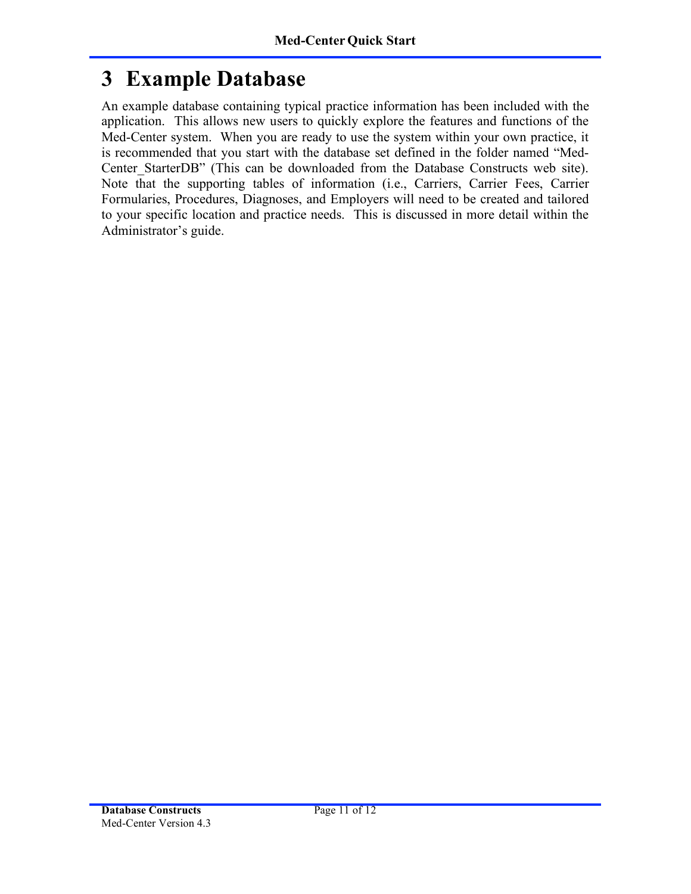# 3 Example Database

An example database containing typical practice information has been included with the application. This allows new users to quickly explore the features and functions of the Med-Center system. When you are ready to use the system within your own practice, it is recommended that you start with the database set defined in the folder named "Med-Center_StarterDB" (This can be downloaded from the Database Constructs web site). Note that the supporting tables of information (i.e., Carriers, Carrier Fees, Carrier Formularies, Procedures, Diagnoses, and Employers will need to be created and tailored to your specific location and practice needs. This is discussed in more detail within the Administrator's guide.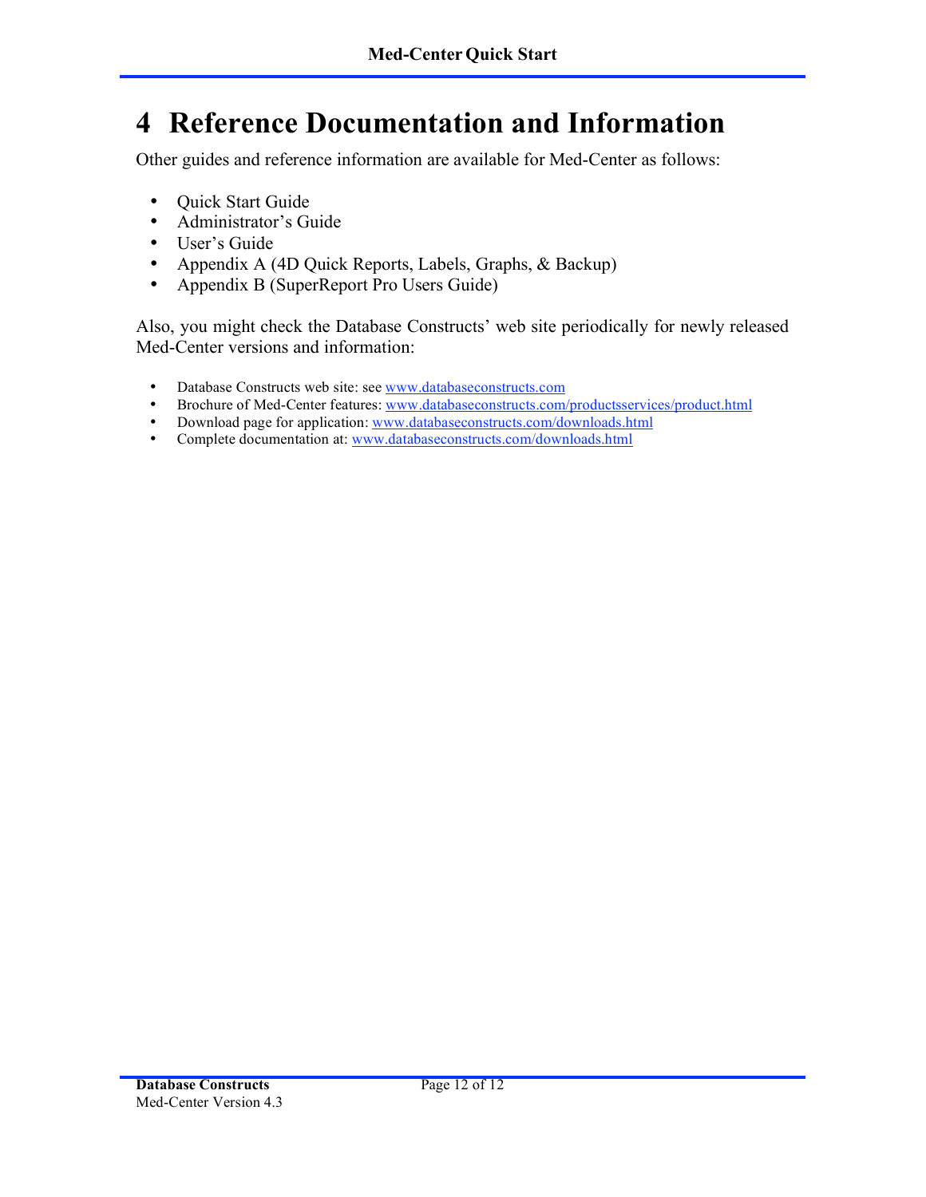# 4 Reference Documentation and Information

Other guides and reference information are available for Med-Center as follows:

- Quick Start Guide
- Administrator's Guide
- User's Guide
- Appendix A (4D Quick Reports, Labels, Graphs, & Backup)
- Appendix B (SuperReport Pro Users Guide)

Also, you might check the Database Constructs' web site periodically for newly released Med-Center versions and information:

- Database Constructs web site: see www.databaseconstructs.com
- Brochure of Med-Center features: www.databaseconstructs.com/productsservices/product.html
- Download page for application: www.databaseconstructs.com/downloads.html
- Complete documentation at: www.databaseconstructs.com/downloads.html